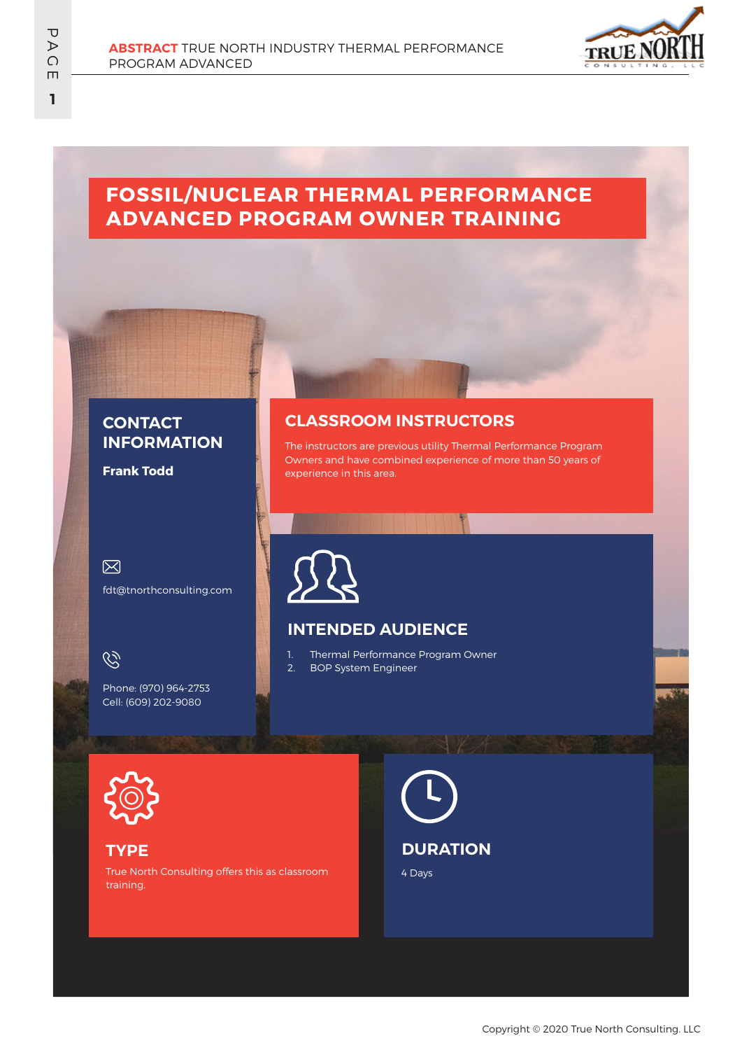**ABSTRACT** TRUE NORTH INDUSTRY THERMAL PERFORMANCE PROGRAM ADVANCED

# FOSSIL/NUCLEAR THERMAL PERFORMANCE ADVANCED PROGRAM OWNER TRAINING

## CONTACT INFORMATION

**Frank Todd**

fdt@tnorthconsulting.com

Phone: (970) 964-2753
Cell: (609) 202-9080

## CLASSROOM INSTRUCTORS

The instructors are previous utility Thermal Performance Program Owners and have combined experience of more than 50 years of experience in this area.

## INTENDED AUDIENCE

1. Thermal Performance Program Owner
2. BOP System Engineer

## TYPE

True North Consulting offers this as classroom training.

## DURATION

4 Days

Copyright © 2020 True North Consulting. LLC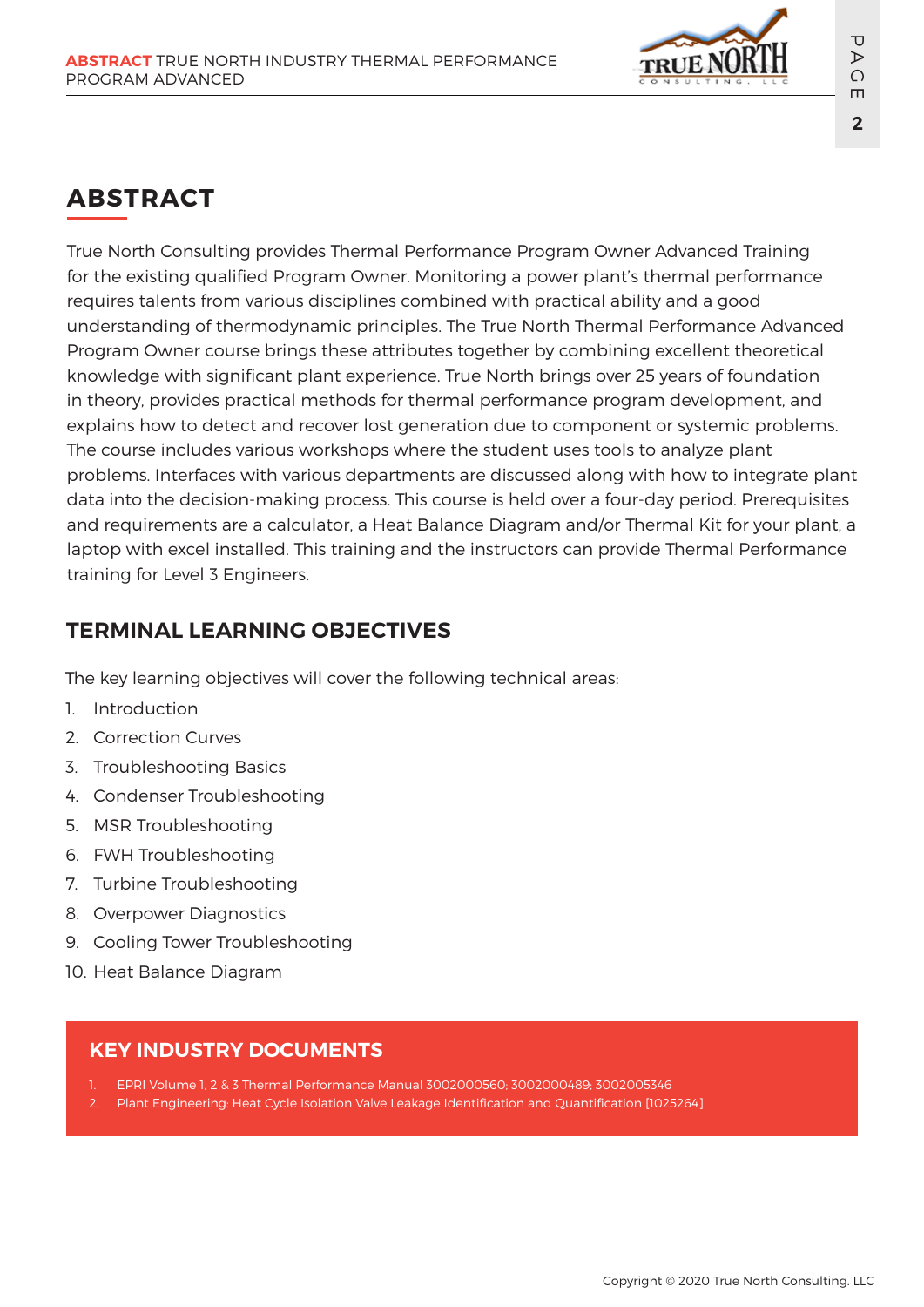## ABSTRACT

True North Consulting provides Thermal Performance Program Owner Advanced Training for the existing qualified Program Owner. Monitoring a power plant's thermal performance requires talents from various disciplines combined with practical ability and a good understanding of thermodynamic principles. The True North Thermal Performance Advanced Program Owner course brings these attributes together by combining excellent theoretical knowledge with significant plant experience. True North brings over 25 years of foundation in theory, provides practical methods for thermal performance program development, and explains how to detect and recover lost generation due to component or systemic problems. The course includes various workshops where the student uses tools to analyze plant problems. Interfaces with various departments are discussed along with how to integrate plant data into the decision-making process. This course is held over a four-day period. Prerequisites and requirements are a calculator, a Heat Balance Diagram and/or Thermal Kit for your plant, a laptop with excel installed. This training and the instructors can provide Thermal Performance training for Level 3 Engineers.

### TERMINAL LEARNING OBJECTIVES

The key learning objectives will cover the following technical areas:

1. Introduction
2. Correction Curves
3. Troubleshooting Basics
4. Condenser Troubleshooting
5. MSR Troubleshooting
6. FWH Troubleshooting
7. Turbine Troubleshooting
8. Overpower Diagnostics
9. Cooling Tower Troubleshooting
10. Heat Balance Diagram

### KEY INDUSTRY DOCUMENTS

1. EPRI Volume 1, 2 & 3 Thermal Performance Manual 3002000560; 3002000489; 3002005346
2. Plant Engineering: Heat Cycle Isolation Valve Leakage Identification and Quantification [1025264]